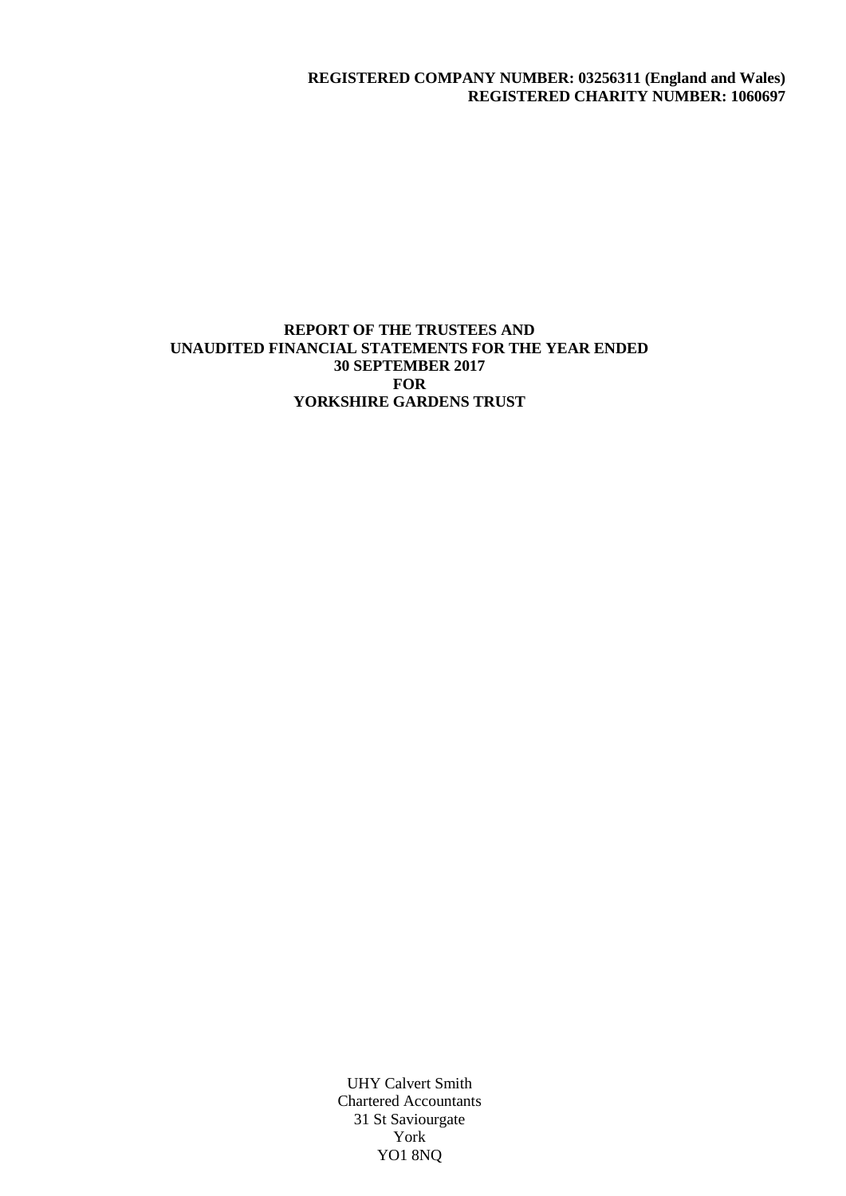**REGISTERED COMPANY NUMBER: 03256311 (England and Wales)**
**REGISTERED CHARITY NUMBER: 1060697**

# REPORT OF THE TRUSTEES AND UNAUDITED FINANCIAL STATEMENTS FOR THE YEAR ENDED 30 SEPTEMBER 2017 FOR YORKSHIRE GARDENS TRUST

UHY Calvert Smith
Chartered Accountants
31 St Saviourgate
York
YO1 8NQ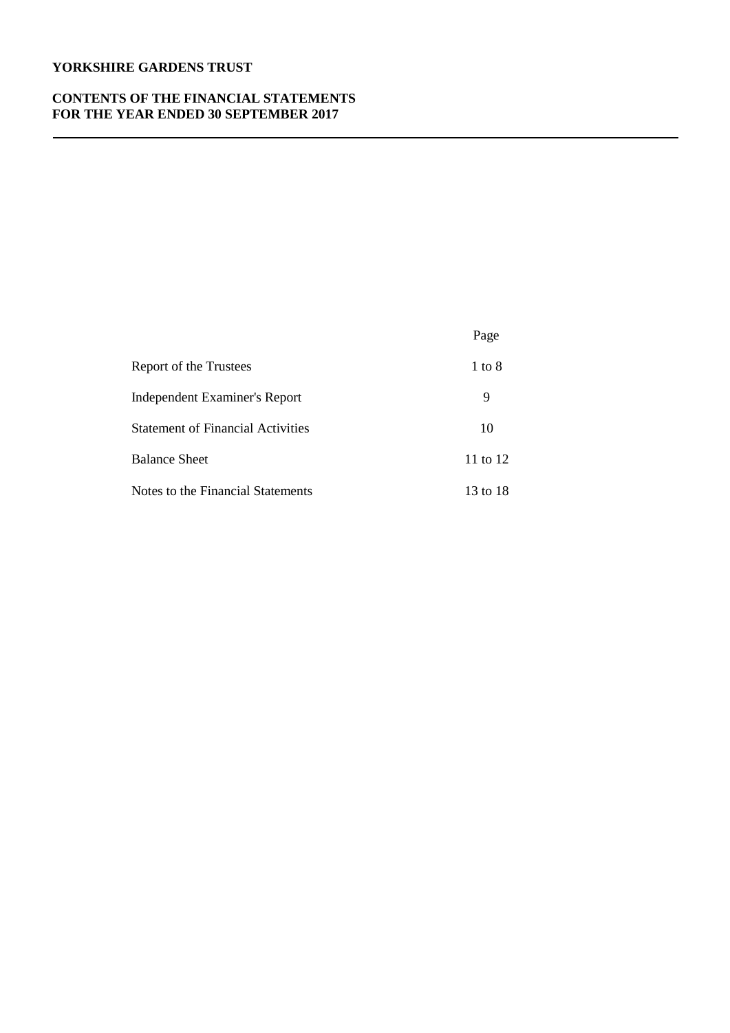**YORKSHIRE GARDENS TRUST**

**CONTENTS OF THE FINANCIAL STATEMENTS**
**FOR THE YEAR ENDED 30 SEPTEMBER 2017**

| | Page |
|---|---|
| Report of the Trustees | 1 to 8 |
| Independent Examiner's Report | 9 |
| Statement of Financial Activities | 10 |
| Balance Sheet | 11 to 12 |
| Notes to the Financial Statements | 13 to 18 |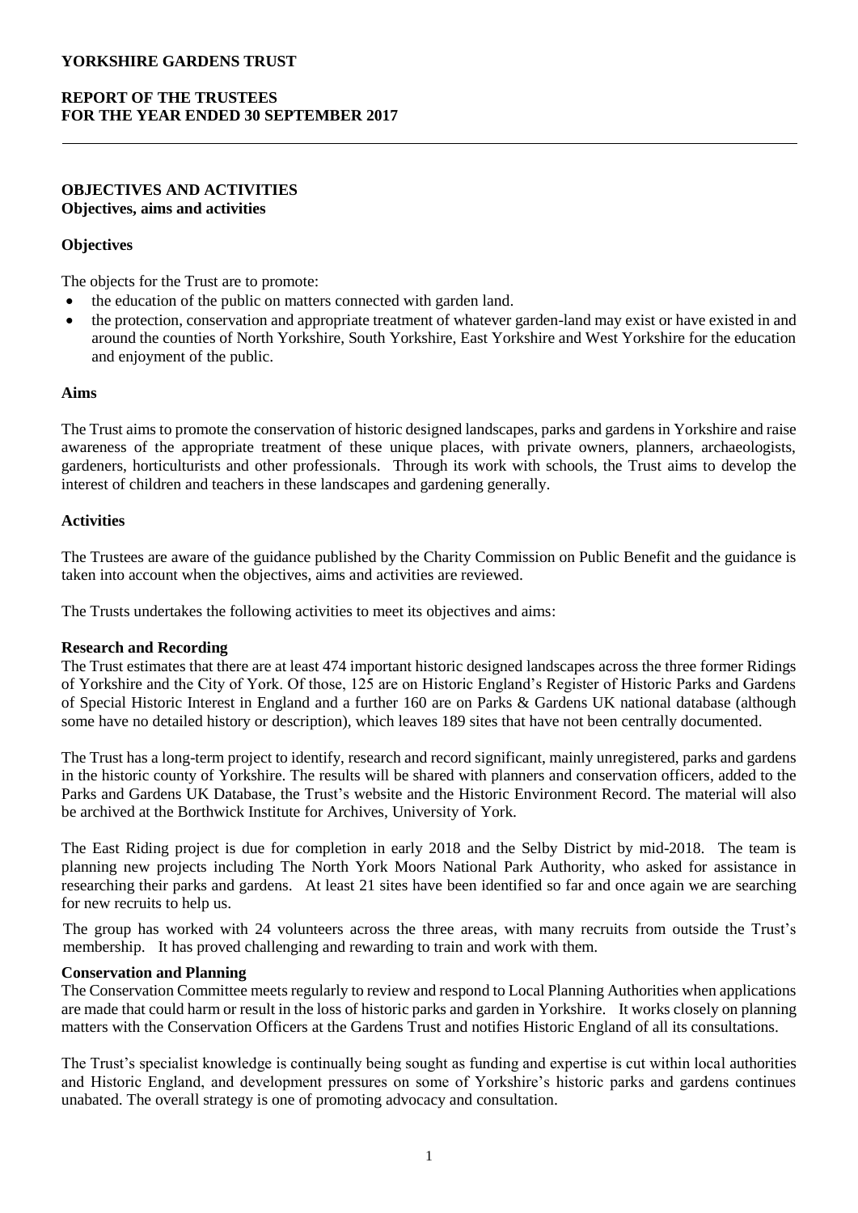**YORKSHIRE GARDENS TRUST**

**REPORT OF THE TRUSTEES**
**FOR THE YEAR ENDED 30 SEPTEMBER 2017**

## OBJECTIVES AND ACTIVITIES

### Objectives, aims and activities

**Objectives**

The objects for the Trust are to promote:

- the education of the public on matters connected with garden land.
- the protection, conservation and appropriate treatment of whatever garden-land may exist or have existed in and around the counties of North Yorkshire, South Yorkshire, East Yorkshire and West Yorkshire for the education and enjoyment of the public.

**Aims**

The Trust aims to promote the conservation of historic designed landscapes, parks and gardens in Yorkshire and raise awareness of the appropriate treatment of these unique places, with private owners, planners, archaeologists, gardeners, horticulturists and other professionals. Through its work with schools, the Trust aims to develop the interest of children and teachers in these landscapes and gardening generally.

**Activities**

The Trustees are aware of the guidance published by the Charity Commission on Public Benefit and the guidance is taken into account when the objectives, aims and activities are reviewed.

The Trusts undertakes the following activities to meet its objectives and aims:

**Research and Recording**

The Trust estimates that there are at least 474 important historic designed landscapes across the three former Ridings of Yorkshire and the City of York. Of those, 125 are on Historic England's Register of Historic Parks and Gardens of Special Historic Interest in England and a further 160 are on Parks & Gardens UK national database (although some have no detailed history or description), which leaves 189 sites that have not been centrally documented.

The Trust has a long-term project to identify, research and record significant, mainly unregistered, parks and gardens in the historic county of Yorkshire. The results will be shared with planners and conservation officers, added to the Parks and Gardens UK Database, the Trust's website and the Historic Environment Record. The material will also be archived at the Borthwick Institute for Archives, University of York.

The East Riding project is due for completion in early 2018 and the Selby District by mid-2018. The team is planning new projects including The North York Moors National Park Authority, who asked for assistance in researching their parks and gardens. At least 21 sites have been identified so far and once again we are searching for new recruits to help us.

The group has worked with 24 volunteers across the three areas, with many recruits from outside the Trust's membership. It has proved challenging and rewarding to train and work with them.

**Conservation and Planning**

The Conservation Committee meets regularly to review and respond to Local Planning Authorities when applications are made that could harm or result in the loss of historic parks and garden in Yorkshire. It works closely on planning matters with the Conservation Officers at the Gardens Trust and notifies Historic England of all its consultations.

The Trust's specialist knowledge is continually being sought as funding and expertise is cut within local authorities and Historic England, and development pressures on some of Yorkshire's historic parks and gardens continues unabated. The overall strategy is one of promoting advocacy and consultation.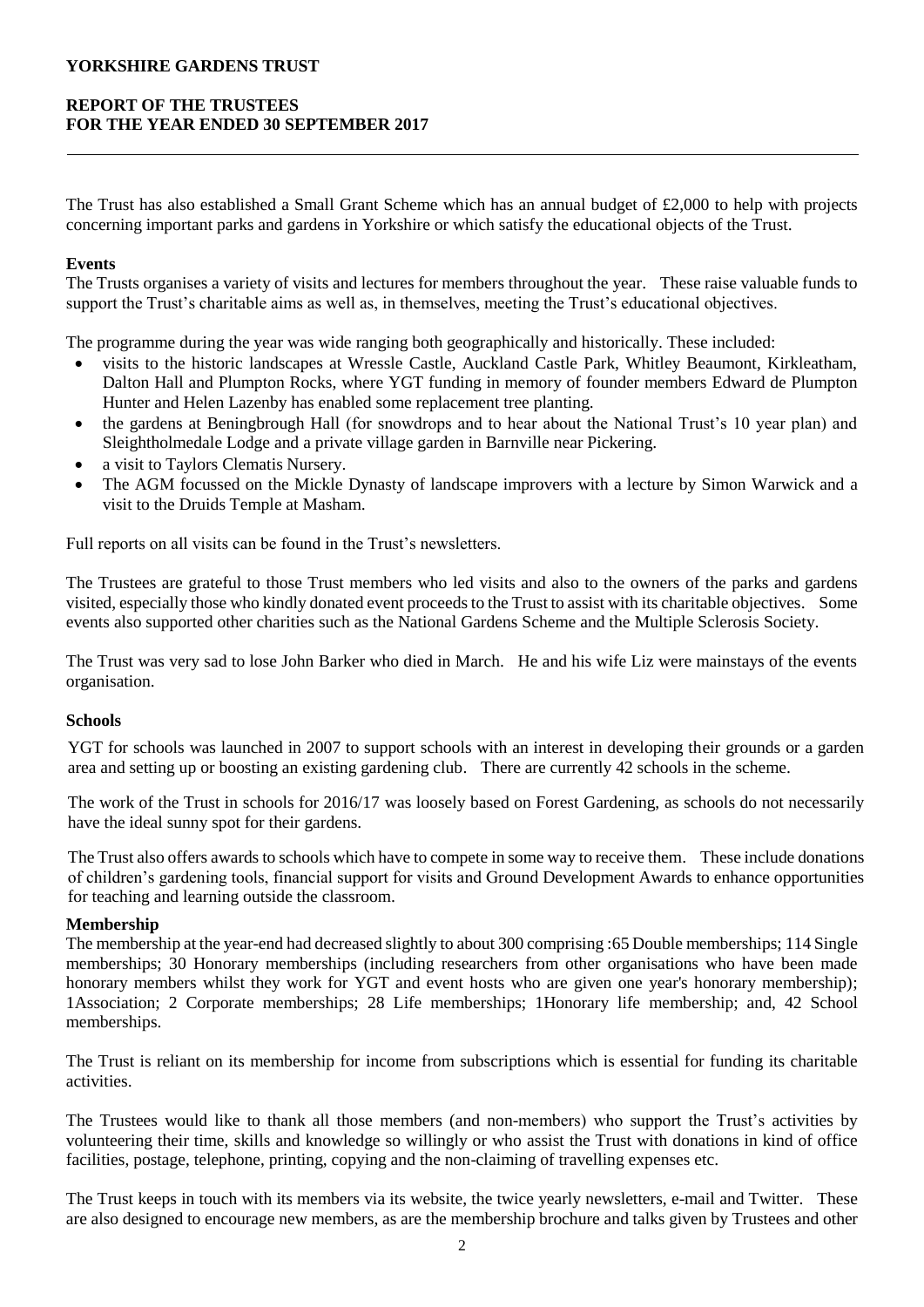The Trust has also established a Small Grant Scheme which has an annual budget of £2,000 to help with projects concerning important parks and gardens in Yorkshire or which satisfy the educational objects of the Trust.

**Events**

The Trusts organises a variety of visits and lectures for members throughout the year. These raise valuable funds to support the Trust's charitable aims as well as, in themselves, meeting the Trust's educational objectives.

The programme during the year was wide ranging both geographically and historically. These included:

- visits to the historic landscapes at Wressle Castle, Auckland Castle Park, Whitley Beaumont, Kirkleatham, Dalton Hall and Plumpton Rocks, where YGT funding in memory of founder members Edward de Plumpton Hunter and Helen Lazenby has enabled some replacement tree planting.
- the gardens at Beningbrough Hall (for snowdrops and to hear about the National Trust's 10 year plan) and Sleightholmedale Lodge and a private village garden in Barnville near Pickering.
- a visit to Taylors Clematis Nursery.
- The AGM focussed on the Mickle Dynasty of landscape improvers with a lecture by Simon Warwick and a visit to the Druids Temple at Masham.

Full reports on all visits can be found in the Trust's newsletters.

The Trustees are grateful to those Trust members who led visits and also to the owners of the parks and gardens visited, especially those who kindly donated event proceeds to the Trust to assist with its charitable objectives. Some events also supported other charities such as the National Gardens Scheme and the Multiple Sclerosis Society.

The Trust was very sad to lose John Barker who died in March. He and his wife Liz were mainstays of the events organisation.

**Schools**

YGT for schools was launched in 2007 to support schools with an interest in developing their grounds or a garden area and setting up or boosting an existing gardening club. There are currently 42 schools in the scheme.

The work of the Trust in schools for 2016/17 was loosely based on Forest Gardening, as schools do not necessarily have the ideal sunny spot for their gardens.

The Trust also offers awards to schools which have to compete in some way to receive them. These include donations of children's gardening tools, financial support for visits and Ground Development Awards to enhance opportunities for teaching and learning outside the classroom.

**Membership**

The membership at the year-end had decreased slightly to about 300 comprising :65 Double memberships; 114 Single memberships; 30 Honorary memberships (including researchers from other organisations who have been made honorary members whilst they work for YGT and event hosts who are given one year's honorary membership); 1Association; 2 Corporate memberships; 28 Life memberships; 1Honorary life membership; and, 42 School memberships.

The Trust is reliant on its membership for income from subscriptions which is essential for funding its charitable activities.

The Trustees would like to thank all those members (and non-members) who support the Trust's activities by volunteering their time, skills and knowledge so willingly or who assist the Trust with donations in kind of office facilities, postage, telephone, printing, copying and the non-claiming of travelling expenses etc.

The Trust keeps in touch with its members via its website, the twice yearly newsletters, e-mail and Twitter. These are also designed to encourage new members, as are the membership brochure and talks given by Trustees and other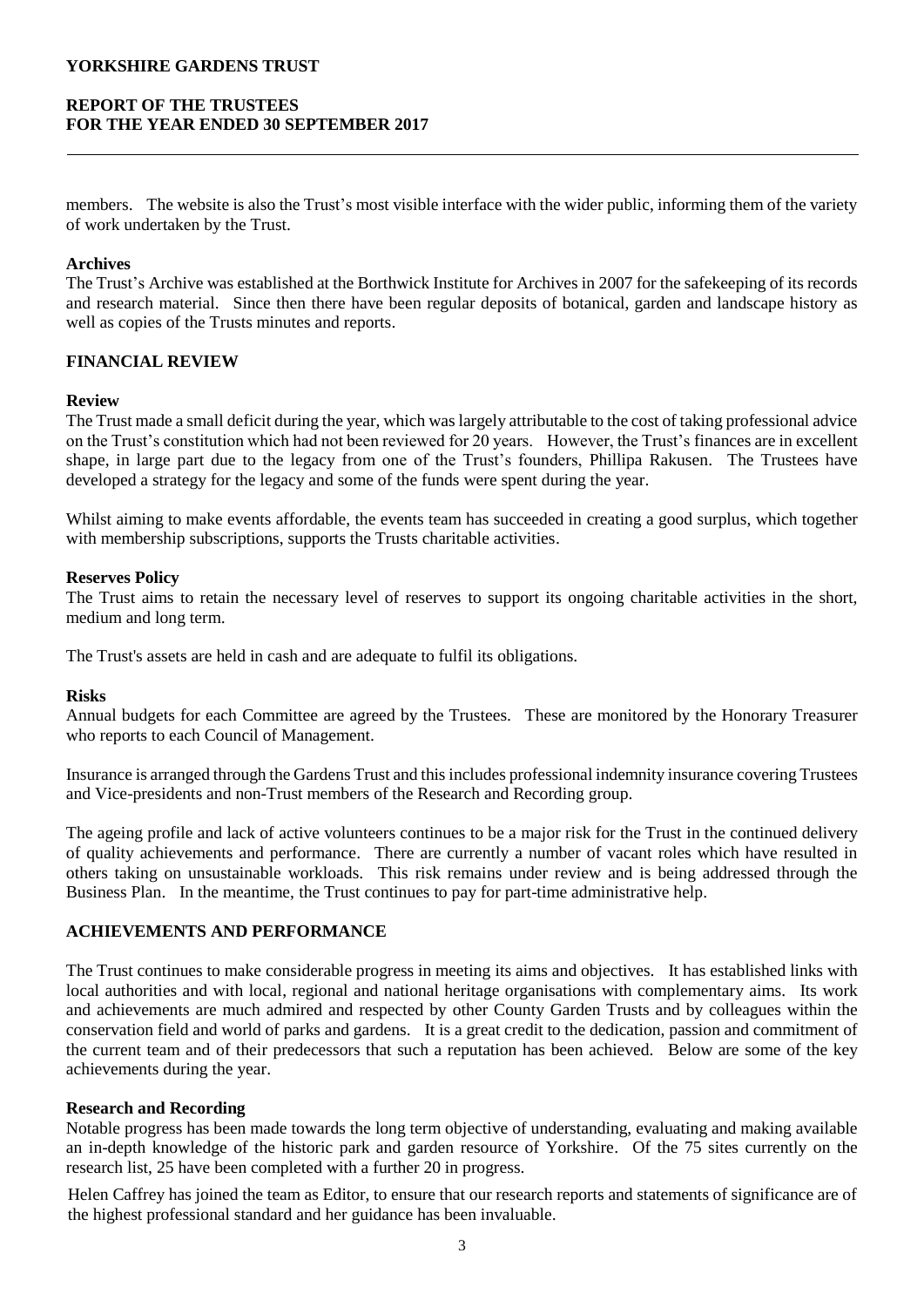members. The website is also the Trust's most visible interface with the wider public, informing them of the variety of work undertaken by the Trust.

**Archives**

The Trust's Archive was established at the Borthwick Institute for Archives in 2007 for the safekeeping of its records and research material. Since then there have been regular deposits of botanical, garden and landscape history as well as copies of the Trusts minutes and reports.

## FINANCIAL REVIEW

**Review**

The Trust made a small deficit during the year, which was largely attributable to the cost of taking professional advice on the Trust's constitution which had not been reviewed for 20 years. However, the Trust's finances are in excellent shape, in large part due to the legacy from one of the Trust's founders, Phillipa Rakusen. The Trustees have developed a strategy for the legacy and some of the funds were spent during the year.

Whilst aiming to make events affordable, the events team has succeeded in creating a good surplus, which together with membership subscriptions, supports the Trusts charitable activities.

**Reserves Policy**

The Trust aims to retain the necessary level of reserves to support its ongoing charitable activities in the short, medium and long term.

The Trust's assets are held in cash and are adequate to fulfil its obligations.

**Risks**

Annual budgets for each Committee are agreed by the Trustees. These are monitored by the Honorary Treasurer who reports to each Council of Management.

Insurance is arranged through the Gardens Trust and this includes professional indemnity insurance covering Trustees and Vice-presidents and non-Trust members of the Research and Recording group.

The ageing profile and lack of active volunteers continues to be a major risk for the Trust in the continued delivery of quality achievements and performance. There are currently a number of vacant roles which have resulted in others taking on unsustainable workloads. This risk remains under review and is being addressed through the Business Plan. In the meantime, the Trust continues to pay for part-time administrative help.

## ACHIEVEMENTS AND PERFORMANCE

The Trust continues to make considerable progress in meeting its aims and objectives. It has established links with local authorities and with local, regional and national heritage organisations with complementary aims. Its work and achievements are much admired and respected by other County Garden Trusts and by colleagues within the conservation field and world of parks and gardens. It is a great credit to the dedication, passion and commitment of the current team and of their predecessors that such a reputation has been achieved. Below are some of the key achievements during the year.

**Research and Recording**

Notable progress has been made towards the long term objective of understanding, evaluating and making available an in-depth knowledge of the historic park and garden resource of Yorkshire. Of the 75 sites currently on the research list, 25 have been completed with a further 20 in progress.

Helen Caffrey has joined the team as Editor, to ensure that our research reports and statements of significance are of the highest professional standard and her guidance has been invaluable.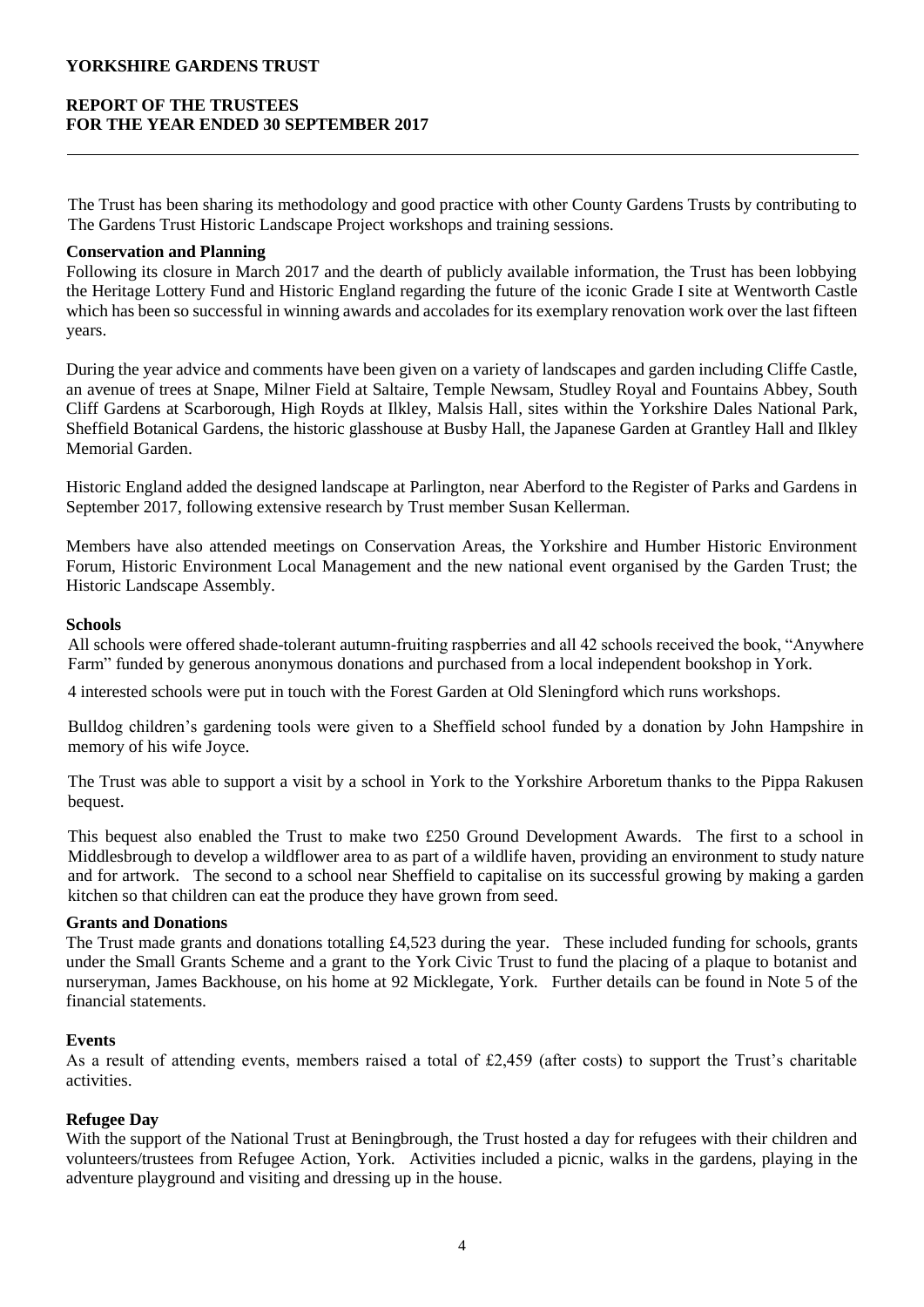The Trust has been sharing its methodology and good practice with other County Gardens Trusts by contributing to The Gardens Trust Historic Landscape Project workshops and training sessions.

**Conservation and Planning**

Following its closure in March 2017 and the dearth of publicly available information, the Trust has been lobbying the Heritage Lottery Fund and Historic England regarding the future of the iconic Grade I site at Wentworth Castle which has been so successful in winning awards and accolades for its exemplary renovation work over the last fifteen years.

During the year advice and comments have been given on a variety of landscapes and garden including Cliffe Castle, an avenue of trees at Snape, Milner Field at Saltaire, Temple Newsam, Studley Royal and Fountains Abbey, South Cliff Gardens at Scarborough, High Royds at Ilkley, Malsis Hall, sites within the Yorkshire Dales National Park, Sheffield Botanical Gardens, the historic glasshouse at Busby Hall, the Japanese Garden at Grantley Hall and Ilkley Memorial Garden.

Historic England added the designed landscape at Parlington, near Aberford to the Register of Parks and Gardens in September 2017, following extensive research by Trust member Susan Kellerman.

Members have also attended meetings on Conservation Areas, the Yorkshire and Humber Historic Environment Forum, Historic Environment Local Management and the new national event organised by the Garden Trust; the Historic Landscape Assembly.

**Schools**

All schools were offered shade-tolerant autumn-fruiting raspberries and all 42 schools received the book, "Anywhere Farm" funded by generous anonymous donations and purchased from a local independent bookshop in York.

4 interested schools were put in touch with the Forest Garden at Old Sleningford which runs workshops.

Bulldog children's gardening tools were given to a Sheffield school funded by a donation by John Hampshire in memory of his wife Joyce.

The Trust was able to support a visit by a school in York to the Yorkshire Arboretum thanks to the Pippa Rakusen bequest.

This bequest also enabled the Trust to make two £250 Ground Development Awards. The first to a school in Middlesbrough to develop a wildflower area to as part of a wildlife haven, providing an environment to study nature and for artwork. The second to a school near Sheffield to capitalise on its successful growing by making a garden kitchen so that children can eat the produce they have grown from seed.

**Grants and Donations**

The Trust made grants and donations totalling £4,523 during the year. These included funding for schools, grants under the Small Grants Scheme and a grant to the York Civic Trust to fund the placing of a plaque to botanist and nurseryman, James Backhouse, on his home at 92 Micklegate, York. Further details can be found in Note 5 of the financial statements.

**Events**

As a result of attending events, members raised a total of £2,459 (after costs) to support the Trust's charitable activities.

**Refugee Day**

With the support of the National Trust at Beningbrough, the Trust hosted a day for refugees with their children and volunteers/trustees from Refugee Action, York. Activities included a picnic, walks in the gardens, playing in the adventure playground and visiting and dressing up in the house.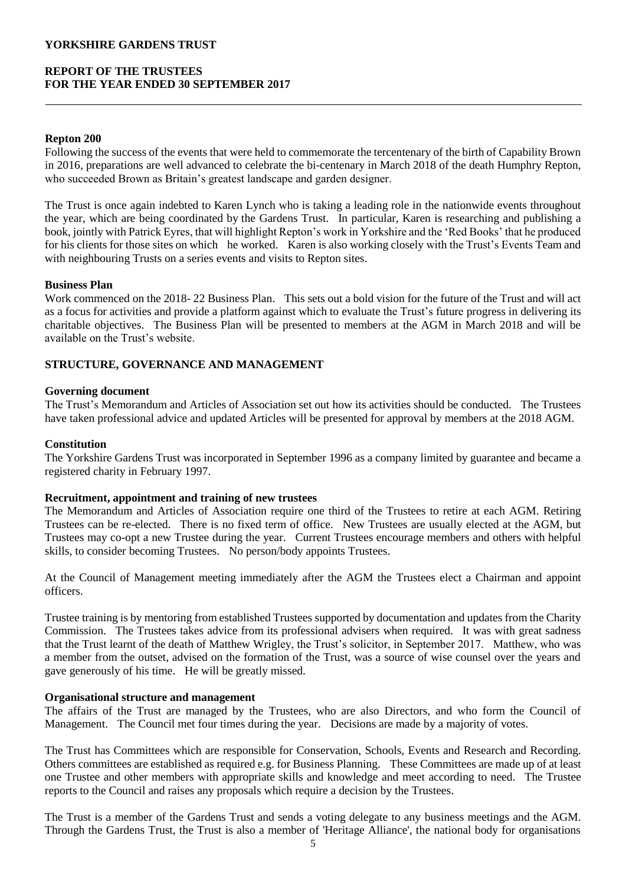**Repton 200**

Following the success of the events that were held to commemorate the tercentenary of the birth of Capability Brown in 2016, preparations are well advanced to celebrate the bi-centenary in March 2018 of the death Humphry Repton, who succeeded Brown as Britain's greatest landscape and garden designer.

The Trust is once again indebted to Karen Lynch who is taking a leading role in the nationwide events throughout the year, which are being coordinated by the Gardens Trust. In particular, Karen is researching and publishing a book, jointly with Patrick Eyres, that will highlight Repton's work in Yorkshire and the 'Red Books' that he produced for his clients for those sites on which he worked. Karen is also working closely with the Trust's Events Team and with neighbouring Trusts on a series events and visits to Repton sites.

**Business Plan**

Work commenced on the 2018- 22 Business Plan. This sets out a bold vision for the future of the Trust and will act as a focus for activities and provide a platform against which to evaluate the Trust's future progress in delivering its charitable objectives. The Business Plan will be presented to members at the AGM in March 2018 and will be available on the Trust's website.

## STRUCTURE, GOVERNANCE AND MANAGEMENT

**Governing document**

The Trust's Memorandum and Articles of Association set out how its activities should be conducted. The Trustees have taken professional advice and updated Articles will be presented for approval by members at the 2018 AGM.

**Constitution**

The Yorkshire Gardens Trust was incorporated in September 1996 as a company limited by guarantee and became a registered charity in February 1997.

**Recruitment, appointment and training of new trustees**

The Memorandum and Articles of Association require one third of the Trustees to retire at each AGM. Retiring Trustees can be re-elected. There is no fixed term of office. New Trustees are usually elected at the AGM, but Trustees may co-opt a new Trustee during the year. Current Trustees encourage members and others with helpful skills, to consider becoming Trustees. No person/body appoints Trustees.

At the Council of Management meeting immediately after the AGM the Trustees elect a Chairman and appoint officers.

Trustee training is by mentoring from established Trustees supported by documentation and updates from the Charity Commission. The Trustees takes advice from its professional advisers when required. It was with great sadness that the Trust learnt of the death of Matthew Wrigley, the Trust's solicitor, in September 2017. Matthew, who was a member from the outset, advised on the formation of the Trust, was a source of wise counsel over the years and gave generously of his time. He will be greatly missed.

**Organisational structure and management**

The affairs of the Trust are managed by the Trustees, who are also Directors, and who form the Council of Management. The Council met four times during the year. Decisions are made by a majority of votes.

The Trust has Committees which are responsible for Conservation, Schools, Events and Research and Recording. Others committees are established as required e.g. for Business Planning. These Committees are made up of at least one Trustee and other members with appropriate skills and knowledge and meet according to need. The Trustee reports to the Council and raises any proposals which require a decision by the Trustees.

The Trust is a member of the Gardens Trust and sends a voting delegate to any business meetings and the AGM. Through the Gardens Trust, the Trust is also a member of 'Heritage Alliance', the national body for organisations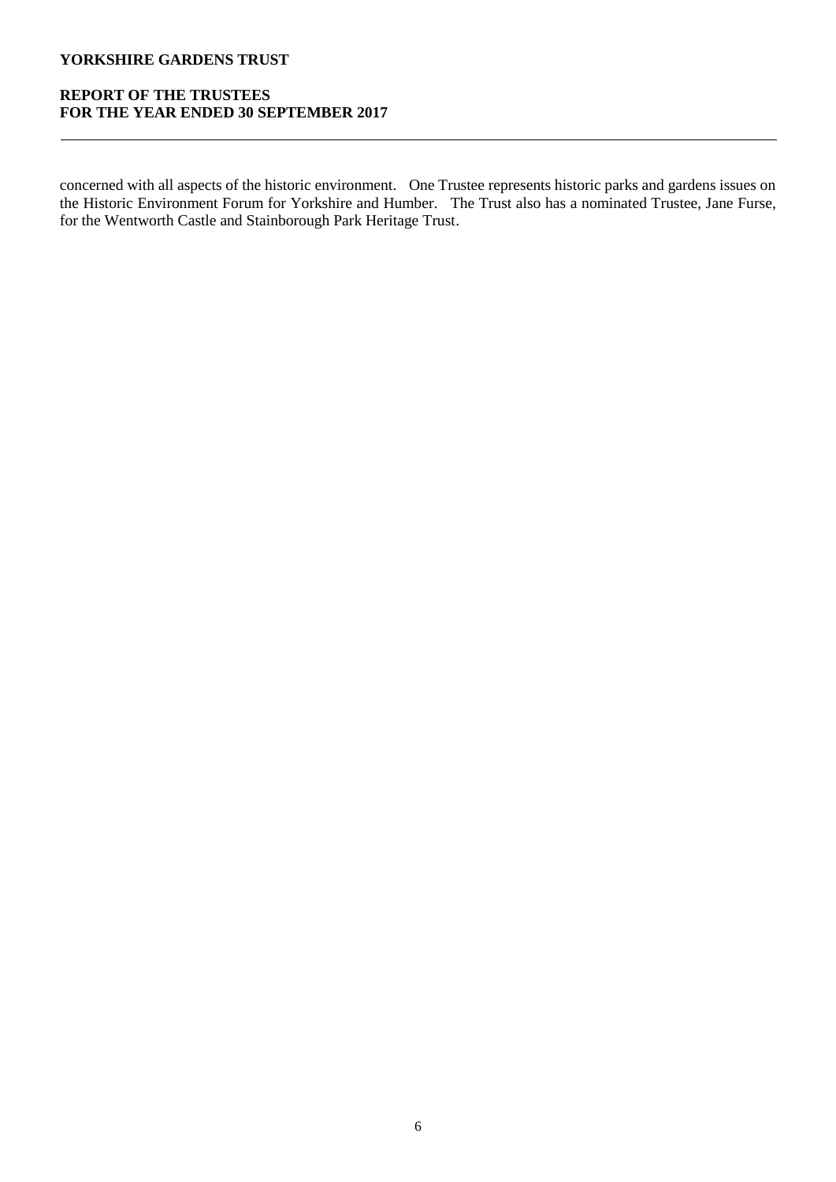concerned with all aspects of the historic environment. One Trustee represents historic parks and gardens issues on the Historic Environment Forum for Yorkshire and Humber. The Trust also has a nominated Trustee, Jane Furse, for the Wentworth Castle and Stainborough Park Heritage Trust.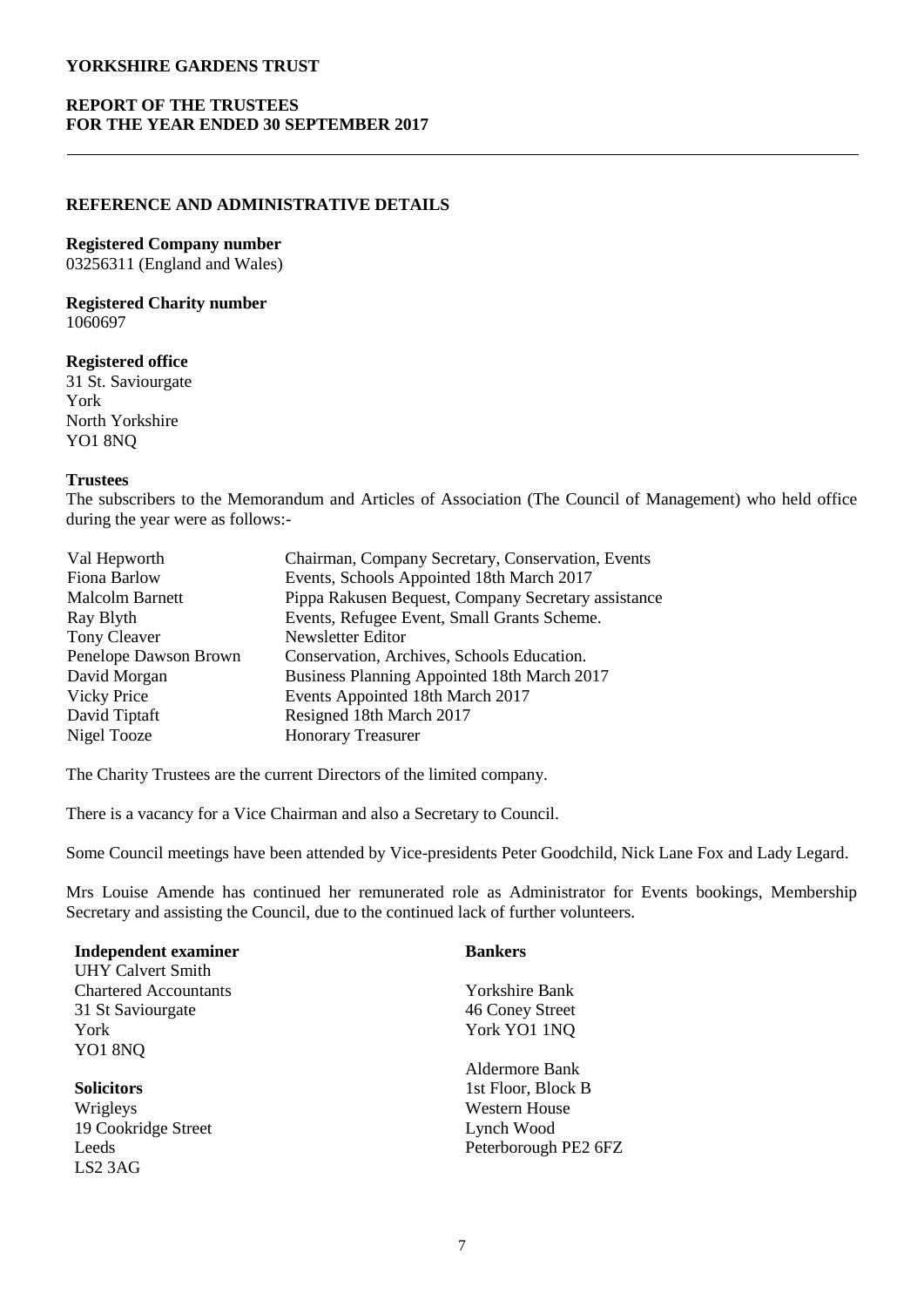# YORKSHIRE GARDENS TRUST

## REPORT OF THE TRUSTEES
## FOR THE YEAR ENDED 30 SEPTEMBER 2017

### REFERENCE AND ADMINISTRATIVE DETAILS

**Registered Company number**
03256311 (England and Wales)

**Registered Charity number**
1060697

**Registered office**
31 St. Saviourgate
York
North Yorkshire
YO1 8NQ

**Trustees**
The subscribers to the Memorandum and Articles of Association (The Council of Management) who held office during the year were as follows:-

| | |
|---|---|
| Val Hepworth | Chairman, Company Secretary, Conservation, Events |
| Fiona Barlow | Events, Schools Appointed 18th March 2017 |
| Malcolm Barnett | Pippa Rakusen Bequest, Company Secretary assistance |
| Ray Blyth | Events, Refugee Event, Small Grants Scheme. |
| Tony Cleaver | Newsletter Editor |
| Penelope Dawson Brown | Conservation, Archives, Schools Education. |
| David Morgan | Business Planning Appointed 18th March 2017 |
| Vicky Price | Events Appointed 18th March 2017 |
| David Tiptaft | Resigned 18th March 2017 |
| Nigel Tooze | Honorary Treasurer |

The Charity Trustees are the current Directors of the limited company.

There is a vacancy for a Vice Chairman and also a Secretary to Council.

Some Council meetings have been attended by Vice-presidents Peter Goodchild, Nick Lane Fox and Lady Legard.

Mrs Louise Amende has continued her remunerated role as Administrator for Events bookings, Membership Secretary and assisting the Council, due to the continued lack of further volunteers.

**Independent examiner**
UHY Calvert Smith
Chartered Accountants
31 St Saviourgate
York
YO1 8NQ

**Solicitors**
Wrigleys
19 Cookridge Street
Leeds
LS2 3AG

**Bankers**
Yorkshire Bank
46 Coney Street
York YO1 1NQ

Aldermore Bank
1st Floor, Block B
Western House
Lynch Wood
Peterborough PE2 6FZ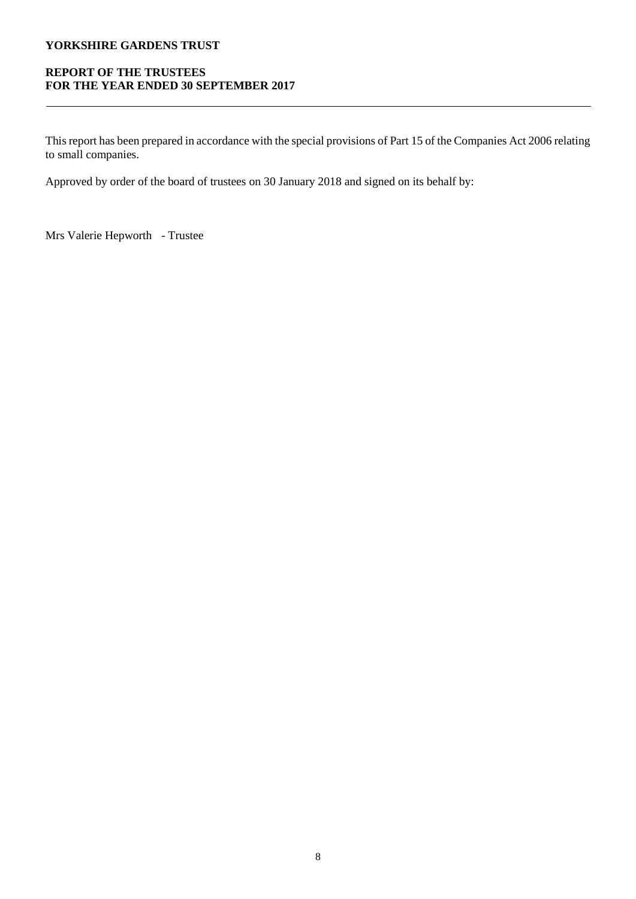**YORKSHIRE GARDENS TRUST**

**REPORT OF THE TRUSTEES**
**FOR THE YEAR ENDED 30 SEPTEMBER 2017**

---

This report has been prepared in accordance with the special provisions of Part 15 of the Companies Act 2006 relating to small companies.

Approved by order of the board of trustees on 30 January 2018 and signed on its behalf by:

Mrs Valerie Hepworth - Trustee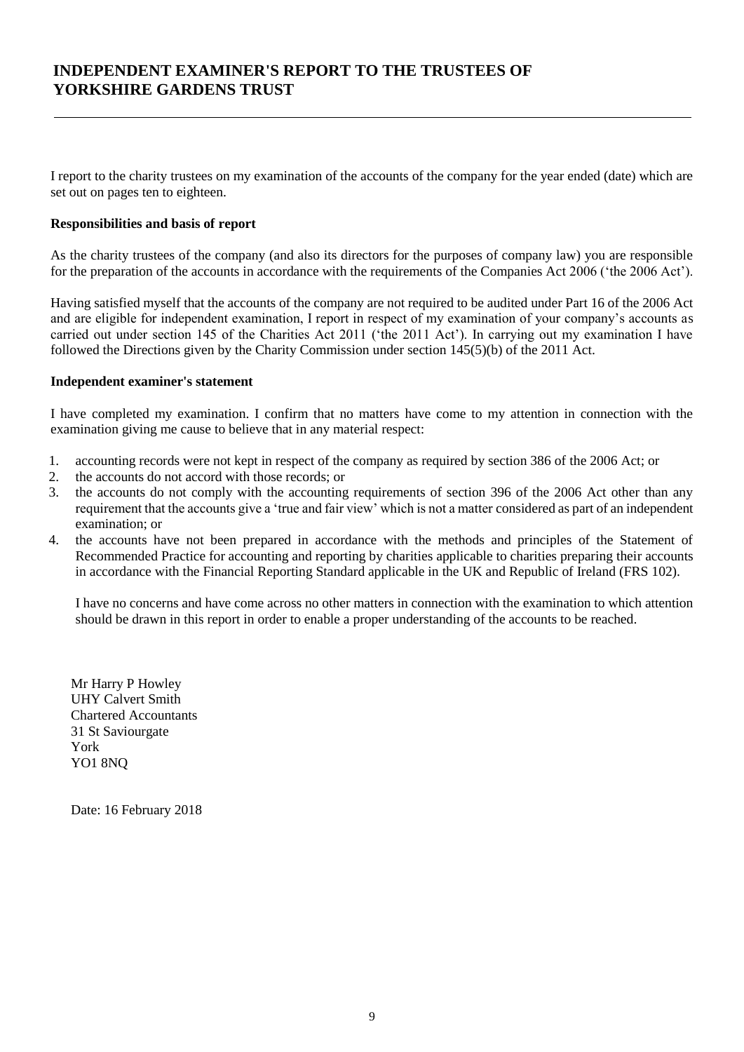# INDEPENDENT EXAMINER'S REPORT TO THE TRUSTEES OF YORKSHIRE GARDENS TRUST

I report to the charity trustees on my examination of the accounts of the company for the year ended (date) which are set out on pages ten to eighteen.

**Responsibilities and basis of report**

As the charity trustees of the company (and also its directors for the purposes of company law) you are responsible for the preparation of the accounts in accordance with the requirements of the Companies Act 2006 ('the 2006 Act').

Having satisfied myself that the accounts of the company are not required to be audited under Part 16 of the 2006 Act and are eligible for independent examination, I report in respect of my examination of your company's accounts as carried out under section 145 of the Charities Act 2011 ('the 2011 Act'). In carrying out my examination I have followed the Directions given by the Charity Commission under section 145(5)(b) of the 2011 Act.

**Independent examiner's statement**

I have completed my examination. I confirm that no matters have come to my attention in connection with the examination giving me cause to believe that in any material respect:

1. accounting records were not kept in respect of the company as required by section 386 of the 2006 Act; or
2. the accounts do not accord with those records; or
3. the accounts do not comply with the accounting requirements of section 396 of the 2006 Act other than any requirement that the accounts give a 'true and fair view' which is not a matter considered as part of an independent examination; or
4. the accounts have not been prepared in accordance with the methods and principles of the Statement of Recommended Practice for accounting and reporting by charities applicable to charities preparing their accounts in accordance with the Financial Reporting Standard applicable in the UK and Republic of Ireland (FRS 102).

I have no concerns and have come across no other matters in connection with the examination to which attention should be drawn in this report in order to enable a proper understanding of the accounts to be reached.

Mr Harry P Howley
UHY Calvert Smith
Chartered Accountants
31 St Saviourgate
York
YO1 8NQ

Date: 16 February 2018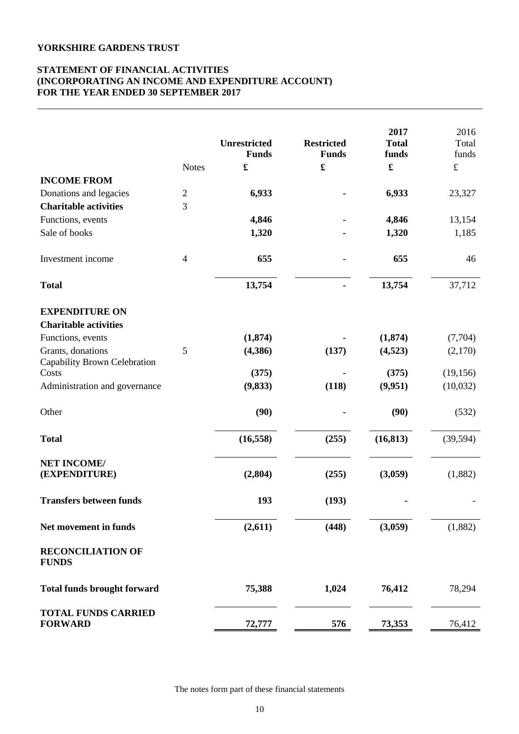**YORKSHIRE GARDENS TRUST**

**STATEMENT OF FINANCIAL ACTIVITIES**
**(INCORPORATING AN INCOME AND EXPENDITURE ACCOUNT)**
**FOR THE YEAR ENDED 30 SEPTEMBER 2017**

| | Notes | Unrestricted Funds £ | Restricted Funds £ | 2017 Total funds £ | 2016 Total funds £ |
|---|---|---|---|---|---|
| **INCOME FROM** | | | | | |
| Donations and legacies | 2 | **6,933** | **-** | **6,933** | 23,327 |
| **Charitable activities** | 3 | | | | |
| Functions, events | | **4,846** | **-** | **4,846** | 13,154 |
| Sale of books | | **1,320** | **-** | **1,320** | 1,185 |
| Investment income | 4 | **655** | **-** | **655** | 46 |
| **Total** | | **13,754** | **-** | **13,754** | 37,712 |
| **EXPENDITURE ON** | | | | | |
| **Charitable activities** | | | | | |
| Functions, events | | **(1,874)** | **-** | **(1,874)** | (7,704) |
| Grants, donations | 5 | **(4,386)** | **(137)** | **(4,523)** | (2,170) |
| Capability Brown Celebration Costs | | **(375)** | **-** | **(375)** | (19,156) |
| Administration and governance | | **(9,833)** | **(118)** | **(9,951)** | (10,032) |
| Other | | **(90)** | **-** | **(90)** | (532) |
| **Total** | | **(16,558)** | **(255)** | **(16,813)** | (39,594) |
| **NET INCOME/ (EXPENDITURE)** | | **(2,804)** | **(255)** | **(3,059)** | (1,882) |
| **Transfers between funds** | | **193** | **(193)** | **-** | - |
| **Net movement in funds** | | **(2,611)** | **(448)** | **(3,059)** | (1,882) |
| **RECONCILIATION OF FUNDS** | | | | | |
| **Total funds brought forward** | | **75,388** | **1,024** | **76,412** | 78,294 |
| **TOTAL FUNDS CARRIED FORWARD** | | **72,777** | **576** | **73,353** | 76,412 |

The notes form part of these financial statements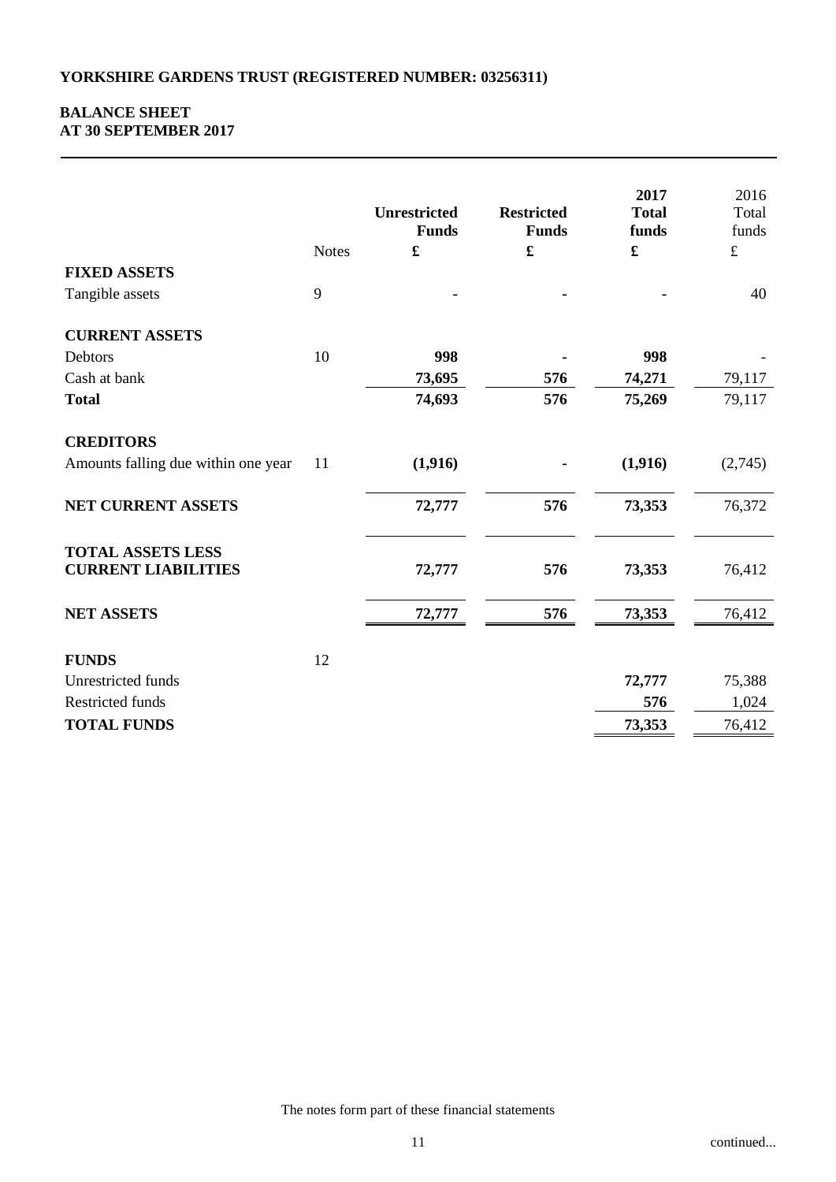**YORKSHIRE GARDENS TRUST (REGISTERED NUMBER: 03256311)**

**BALANCE SHEET**
**AT 30 SEPTEMBER 2017**

| | Notes | Unrestricted Funds £ | Restricted Funds £ | 2017 Total funds £ | 2016 Total funds £ |
|---|---|---|---|---|---|
| **FIXED ASSETS** | | | | | |
| Tangible assets | 9 | - | - | - | 40 |
| **CURRENT ASSETS** | | | | | |
| Debtors | 10 | 998 | - | 998 | - |
| Cash at bank | | 73,695 | 576 | 74,271 | 79,117 |
| **Total** | | 74,693 | 576 | 75,269 | 79,117 |
| **CREDITORS** | | | | | |
| Amounts falling due within one year | 11 | (1,916) | - | (1,916) | (2,745) |
| **NET CURRENT ASSETS** | | 72,777 | 576 | 73,353 | 76,372 |
| **TOTAL ASSETS LESS CURRENT LIABILITIES** | | 72,777 | 576 | 73,353 | 76,412 |
| **NET ASSETS** | | 72,777 | 576 | 73,353 | 76,412 |
| **FUNDS** | 12 | | | | |
| Unrestricted funds | | | | 72,777 | 75,388 |
| Restricted funds | | | | 576 | 1,024 |
| **TOTAL FUNDS** | | | | 73,353 | 76,412 |

The notes form part of these financial statements

continued...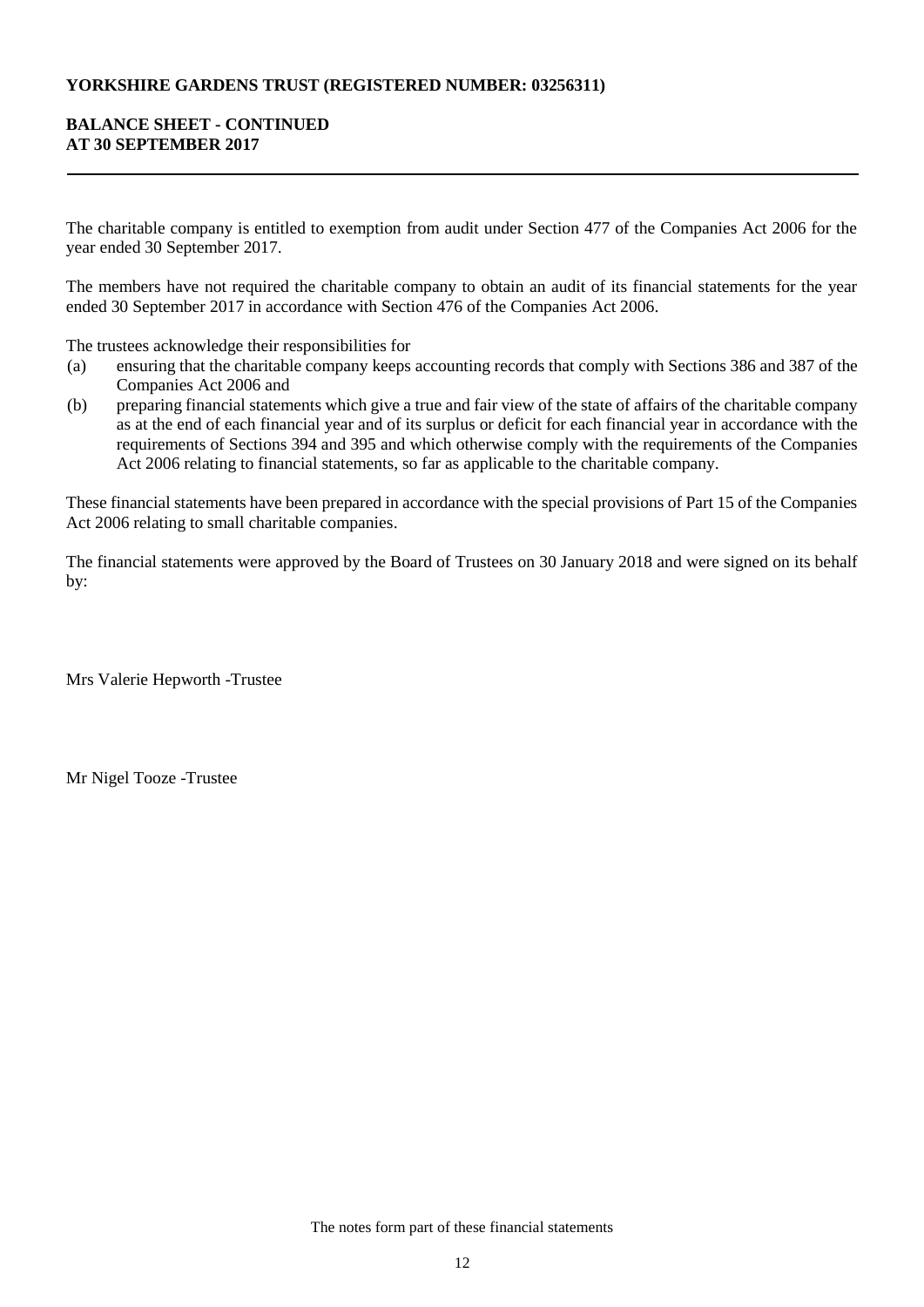**YORKSHIRE GARDENS TRUST (REGISTERED NUMBER: 03256311)**

**BALANCE SHEET - CONTINUED**
**AT 30 SEPTEMBER 2017**

The charitable company is entitled to exemption from audit under Section 477 of the Companies Act 2006 for the year ended 30 September 2017.

The members have not required the charitable company to obtain an audit of its financial statements for the year ended 30 September 2017 in accordance with Section 476 of the Companies Act 2006.

The trustees acknowledge their responsibilities for

(a) ensuring that the charitable company keeps accounting records that comply with Sections 386 and 387 of the Companies Act 2006 and
(b) preparing financial statements which give a true and fair view of the state of affairs of the charitable company as at the end of each financial year and of its surplus or deficit for each financial year in accordance with the requirements of Sections 394 and 395 and which otherwise comply with the requirements of the Companies Act 2006 relating to financial statements, so far as applicable to the charitable company.

These financial statements have been prepared in accordance with the special provisions of Part 15 of the Companies Act 2006 relating to small charitable companies.

The financial statements were approved by the Board of Trustees on 30 January 2018 and were signed on its behalf by:

Mrs Valerie Hepworth -Trustee

Mr Nigel Tooze -Trustee

The notes form part of these financial statements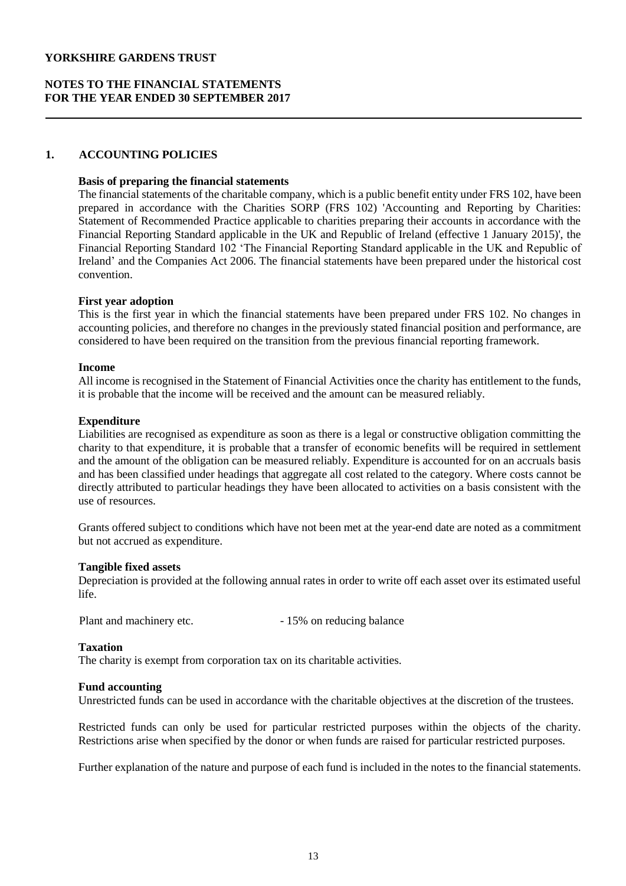**YORKSHIRE GARDENS TRUST**

**NOTES TO THE FINANCIAL STATEMENTS**
**FOR THE YEAR ENDED 30 SEPTEMBER 2017**

## 1. ACCOUNTING POLICIES

**Basis of preparing the financial statements**

The financial statements of the charitable company, which is a public benefit entity under FRS 102, have been prepared in accordance with the Charities SORP (FRS 102) 'Accounting and Reporting by Charities: Statement of Recommended Practice applicable to charities preparing their accounts in accordance with the Financial Reporting Standard applicable in the UK and Republic of Ireland (effective 1 January 2015)', the Financial Reporting Standard 102 'The Financial Reporting Standard applicable in the UK and Republic of Ireland' and the Companies Act 2006. The financial statements have been prepared under the historical cost convention.

**First year adoption**

This is the first year in which the financial statements have been prepared under FRS 102. No changes in accounting policies, and therefore no changes in the previously stated financial position and performance, are considered to have been required on the transition from the previous financial reporting framework.

**Income**

All income is recognised in the Statement of Financial Activities once the charity has entitlement to the funds, it is probable that the income will be received and the amount can be measured reliably.

**Expenditure**

Liabilities are recognised as expenditure as soon as there is a legal or constructive obligation committing the charity to that expenditure, it is probable that a transfer of economic benefits will be required in settlement and the amount of the obligation can be measured reliably. Expenditure is accounted for on an accruals basis and has been classified under headings that aggregate all cost related to the category. Where costs cannot be directly attributed to particular headings they have been allocated to activities on a basis consistent with the use of resources.

Grants offered subject to conditions which have not been met at the year-end date are noted as a commitment but not accrued as expenditure.

**Tangible fixed assets**

Depreciation is provided at the following annual rates in order to write off each asset over its estimated useful life.

Plant and machinery etc. - 15% on reducing balance

**Taxation**

The charity is exempt from corporation tax on its charitable activities.

**Fund accounting**

Unrestricted funds can be used in accordance with the charitable objectives at the discretion of the trustees.

Restricted funds can only be used for particular restricted purposes within the objects of the charity. Restrictions arise when specified by the donor or when funds are raised for particular restricted purposes.

Further explanation of the nature and purpose of each fund is included in the notes to the financial statements.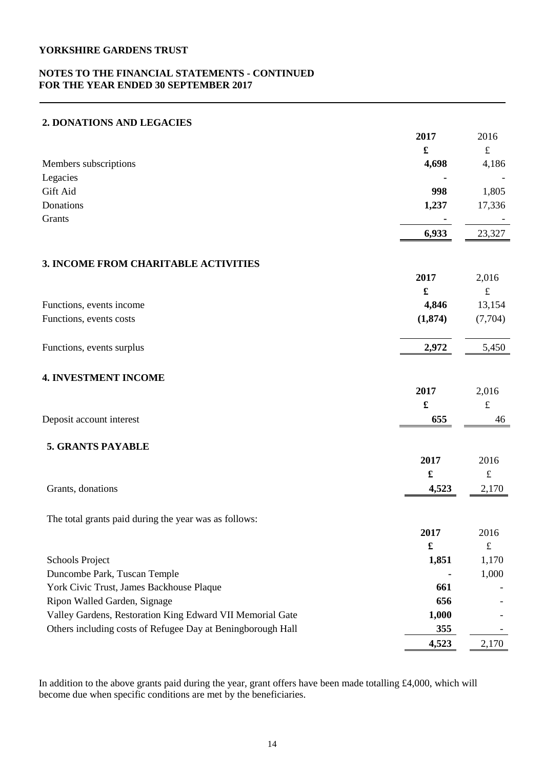**YORKSHIRE GARDENS TRUST**

**NOTES TO THE FINANCIAL STATEMENTS - CONTINUED**
**FOR THE YEAR ENDED 30 SEPTEMBER 2017**

## 2. DONATIONS AND LEGACIES

| | 2017 | 2016 |
|---|---|---|
| | £ | £ |
| Members subscriptions | 4,698 | 4,186 |
| Legacies | - | - |
| Gift Aid | 998 | 1,805 |
| Donations | 1,237 | 17,336 |
| Grants | - | - |
| | 6,933 | 23,327 |

## 3. INCOME FROM CHARITABLE ACTIVITIES

| | 2017 | 2,016 |
|---|---|---|
| | £ | £ |
| Functions, events income | 4,846 | 13,154 |
| Functions, events costs | (1,874) | (7,704) |
| Functions, events surplus | 2,972 | 5,450 |

## 4. INVESTMENT INCOME

| | 2017 | 2,016 |
|---|---|---|
| | £ | £ |
| Deposit account interest | 655 | 46 |

## 5. GRANTS PAYABLE

| | 2017 | 2016 |
|---|---|---|
| | £ | £ |
| Grants, donations | 4,523 | 2,170 |

The total grants paid during the year was as follows:

| | 2017 | 2016 |
|---|---|---|
| | £ | £ |
| Schools Project | 1,851 | 1,170 |
| Duncombe Park, Tuscan Temple | - | 1,000 |
| York Civic Trust, James Backhouse Plaque | 661 | - |
| Ripon Walled Garden, Signage | 656 | - |
| Valley Gardens, Restoration King Edward VII Memorial Gate | 1,000 | - |
| Others including costs of Refugee Day at Beningborough Hall | 355 | - |
| | 4,523 | 2,170 |

In addition to the above grants paid during the year, grant offers have been made totalling £4,000, which will become due when specific conditions are met by the beneficiaries.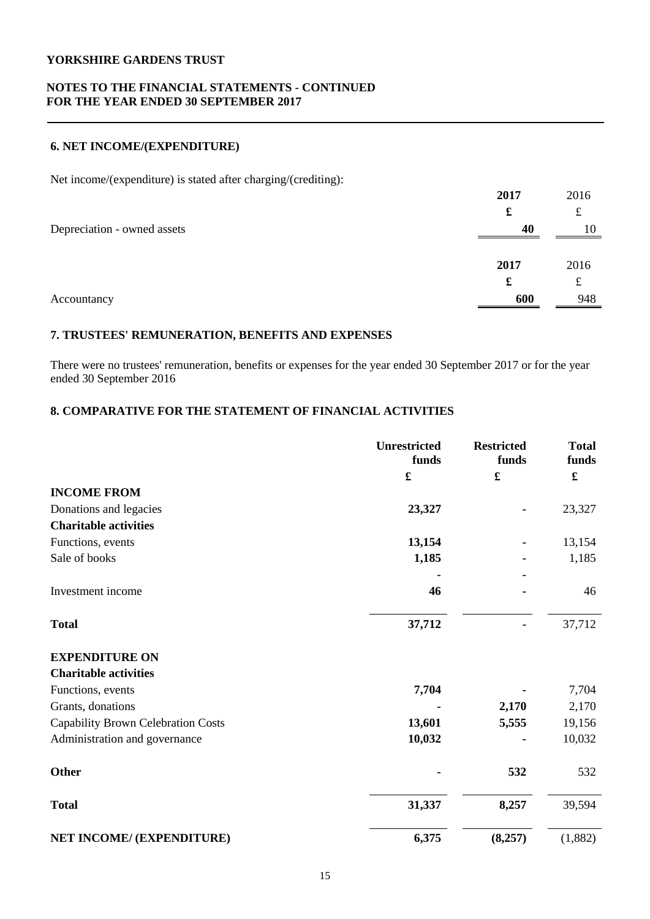YORKSHIRE GARDENS TRUST

NOTES TO THE FINANCIAL STATEMENTS - CONTINUED
FOR THE YEAR ENDED 30 SEPTEMBER 2017

## 6. NET INCOME/(EXPENDITURE)

Net income/(expenditure) is stated after charging/(crediting):

| | 2017 | 2016 |
|---|---|---|
| | £ | £ |
| Depreciation - owned assets | 40 | 10 |

| | 2017 | 2016 |
|---|---|---|
| | £ | £ |
| Accountancy | 600 | 948 |

## 7. TRUSTEES' REMUNERATION, BENEFITS AND EXPENSES

There were no trustees' remuneration, benefits or expenses for the year ended 30 September 2017 or for the year ended 30 September 2016

## 8. COMPARATIVE FOR THE STATEMENT OF FINANCIAL ACTIVITIES

| | Unrestricted funds | Restricted funds | Total funds |
|---|---|---|---|
| | £ | £ | £ |
| **INCOME FROM** | | | |
| Donations and legacies | 23,327 | - | 23,327 |
| **Charitable activities** | | | |
| Functions, events | 13,154 | - | 13,154 |
| Sale of books | 1,185 | - | 1,185 |
| | - | - | |
| Investment income | 46 | - | 46 |
| **Total** | 37,712 | - | 37,712 |
| **EXPENDITURE ON** | | | |
| **Charitable activities** | | | |
| Functions, events | 7,704 | - | 7,704 |
| Grants, donations | - | 2,170 | 2,170 |
| Capability Brown Celebration Costs | 13,601 | 5,555 | 19,156 |
| Administration and governance | 10,032 | - | 10,032 |
| **Other** | - | 532 | 532 |
| **Total** | 31,337 | 8,257 | 39,594 |
| **NET INCOME/ (EXPENDITURE)** | 6,375 | (8,257) | (1,882) |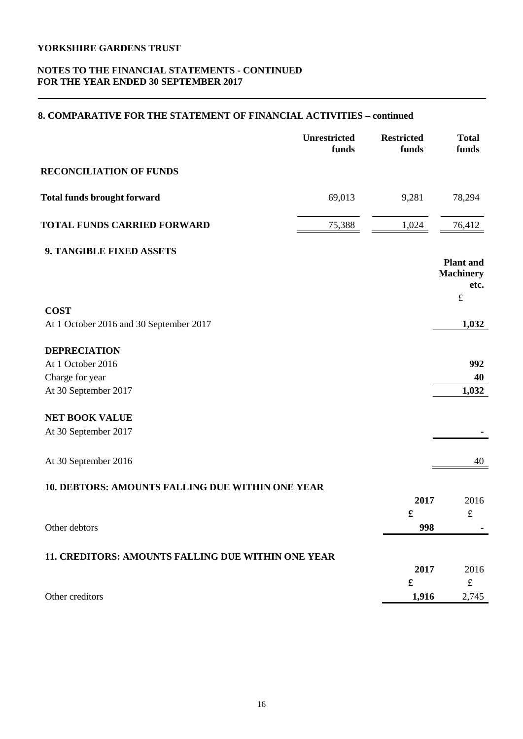**YORKSHIRE GARDENS TRUST**

**NOTES TO THE FINANCIAL STATEMENTS - CONTINUED**
**FOR THE YEAR ENDED 30 SEPTEMBER 2017**

## 8. COMPARATIVE FOR THE STATEMENT OF FINANCIAL ACTIVITIES – continued

| | Unrestricted funds | Restricted funds | Total funds |
|---|---|---|---|
| **RECONCILIATION OF FUNDS** | | | |
| **Total funds brought forward** | 69,013 | 9,281 | 78,294 |
| **TOTAL FUNDS CARRIED FORWARD** | 75,388 | 1,024 | 76,412 |

## 9. TANGIBLE FIXED ASSETS

| | Plant and Machinery etc. |
|---|---|
| | £ |
| **COST** | |
| At 1 October 2016 and 30 September 2017 | **1,032** |
| **DEPRECIATION** | |
| At 1 October 2016 | **992** |
| Charge for year | **40** |
| At 30 September 2017 | **1,032** |
| **NET BOOK VALUE** | |
| At 30 September 2017 | **-** |
| At 30 September 2016 | 40 |

## 10. DEBTORS: AMOUNTS FALLING DUE WITHIN ONE YEAR

| | 2017 | 2016 |
|---|---|---|
| | £ | £ |
| Other debtors | **998** | - |

## 11. CREDITORS: AMOUNTS FALLING DUE WITHIN ONE YEAR

| | 2017 | 2016 |
|---|---|---|
| | £ | £ |
| Other creditors | **1,916** | 2,745 |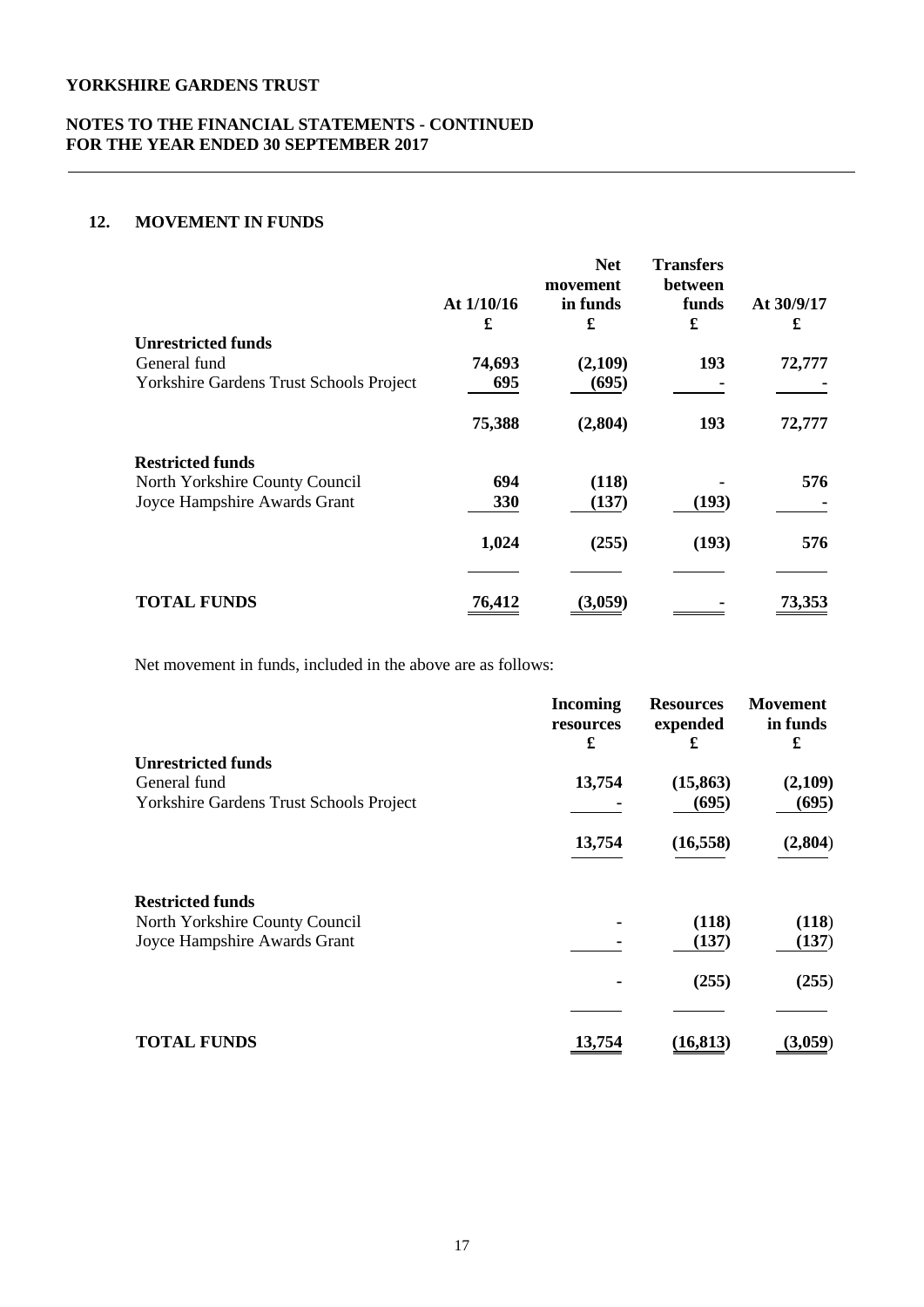**YORKSHIRE GARDENS TRUST**

**NOTES TO THE FINANCIAL STATEMENTS - CONTINUED**
**FOR THE YEAR ENDED 30 SEPTEMBER 2017**

## 12. MOVEMENT IN FUNDS

| | At 1/10/16<br>£ | Net movement in funds<br>£ | Transfers between funds<br>£ | At 30/9/17<br>£ |
|---|---|---|---|---|
| **Unrestricted funds** | | | | |
| General fund | 74,693 | (2,109) | 193 | 72,777 |
| Yorkshire Gardens Trust Schools Project | 695 | (695) | - | - |
| | 75,388 | (2,804) | 193 | 72,777 |
| **Restricted funds** | | | | |
| North Yorkshire County Council | 694 | (118) | - | 576 |
| Joyce Hampshire Awards Grant | 330 | (137) | (193) | - |
| | 1,024 | (255) | (193) | 576 |
| **TOTAL FUNDS** | 76,412 | (3,059) | - | 73,353 |

Net movement in funds, included in the above are as follows:

| | Incoming resources<br>£ | Resources expended<br>£ | Movement in funds<br>£ |
|---|---|---|---|
| **Unrestricted funds** | | | |
| General fund | 13,754 | (15,863) | (2,109) |
| Yorkshire Gardens Trust Schools Project | - | (695) | (695) |
| | 13,754 | (16,558) | (2,804) |
| **Restricted funds** | | | |
| North Yorkshire County Council | - | (118) | (118) |
| Joyce Hampshire Awards Grant | - | (137) | (137) |
| | - | (255) | (255) |
| **TOTAL FUNDS** | 13,754 | (16,813) | (3,059) |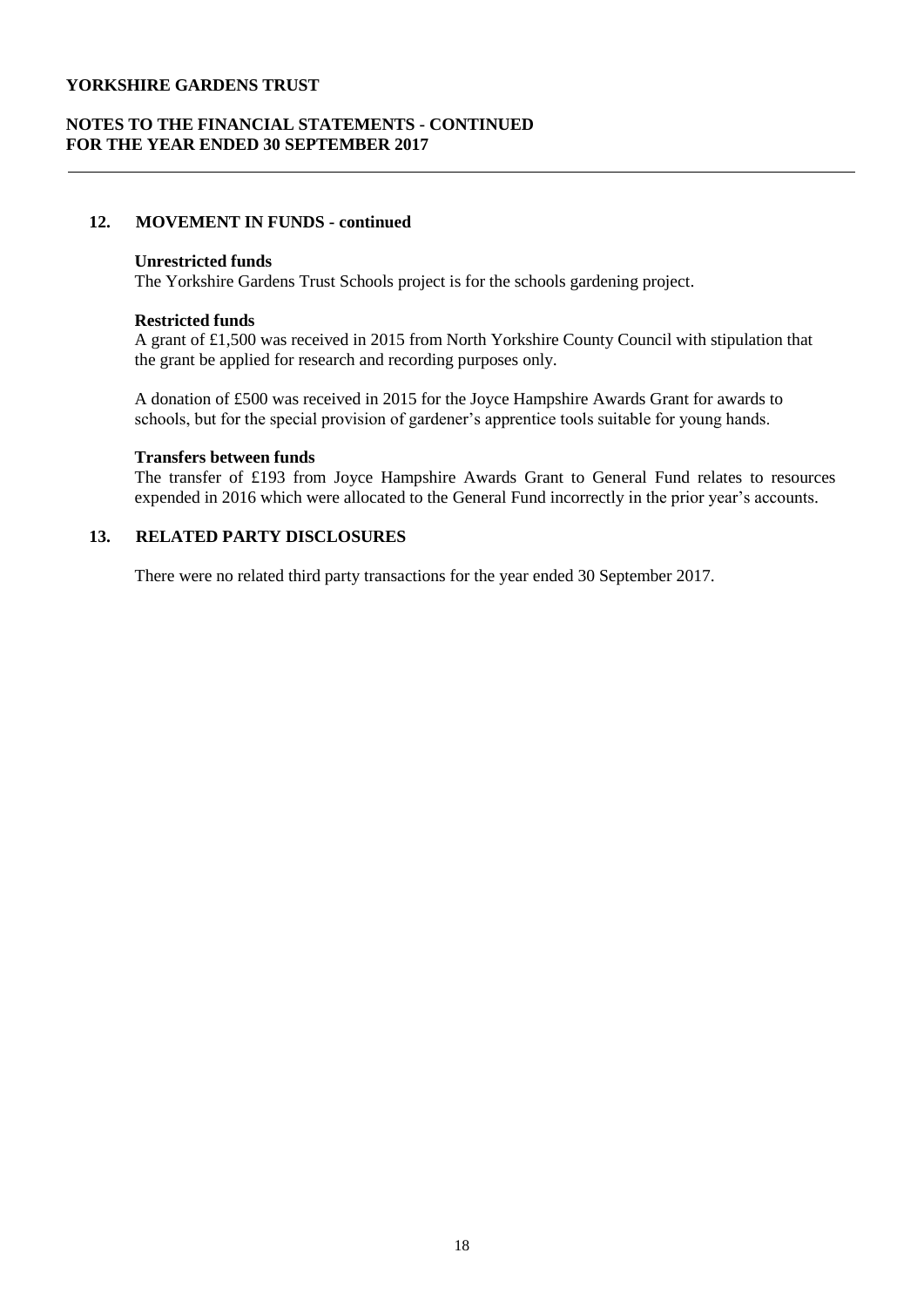## 12. MOVEMENT IN FUNDS - continued

**Unrestricted funds**

The Yorkshire Gardens Trust Schools project is for the schools gardening project.

**Restricted funds**

A grant of £1,500 was received in 2015 from North Yorkshire County Council with stipulation that the grant be applied for research and recording purposes only.

A donation of £500 was received in 2015 for the Joyce Hampshire Awards Grant for awards to schools, but for the special provision of gardener's apprentice tools suitable for young hands.

**Transfers between funds**

The transfer of £193 from Joyce Hampshire Awards Grant to General Fund relates to resources expended in 2016 which were allocated to the General Fund incorrectly in the prior year's accounts.

## 13. RELATED PARTY DISCLOSURES

There were no related third party transactions for the year ended 30 September 2017.